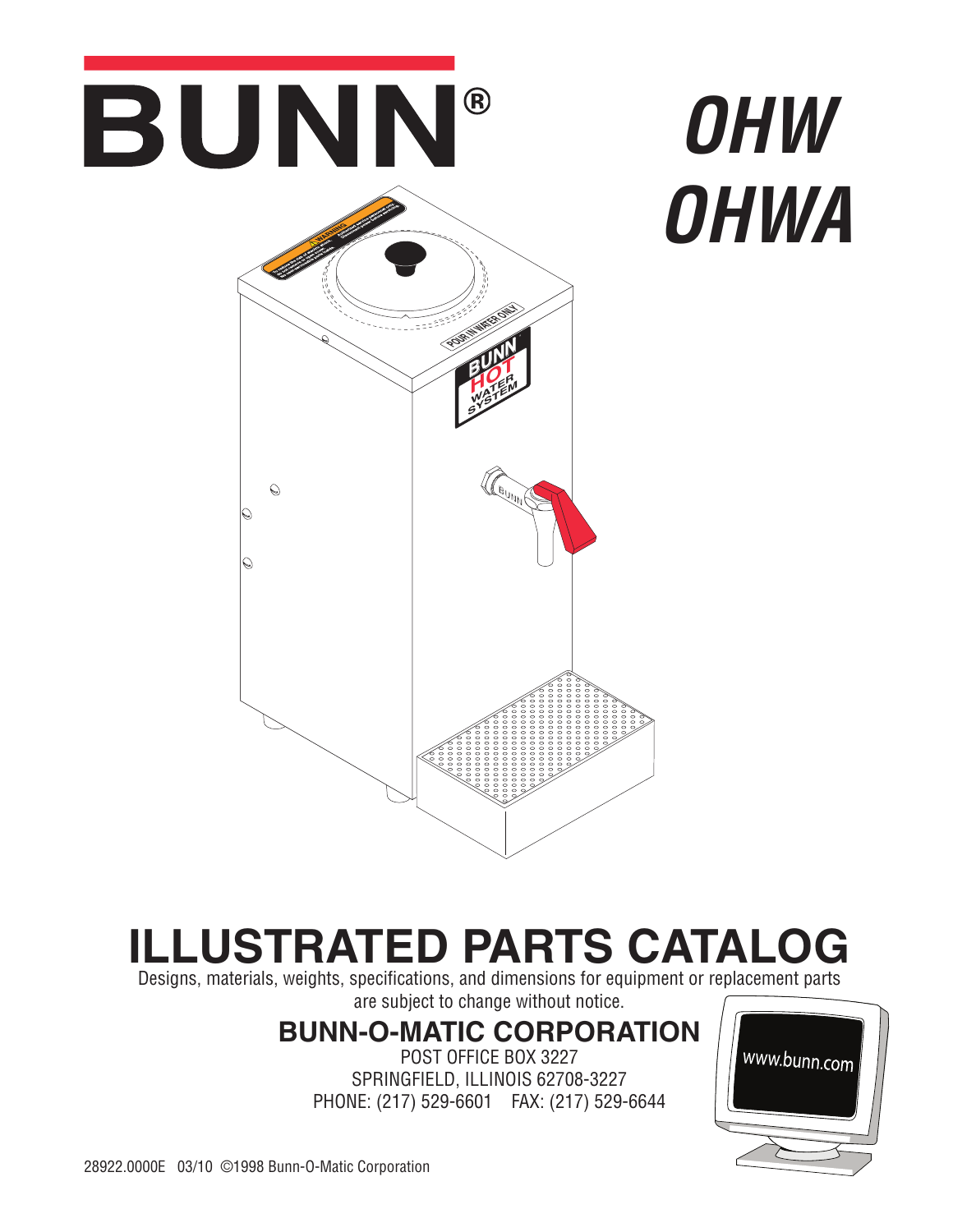# BUNN®

## *OHW*
## *OHWA*

# ILLUSTRATED PARTS CATALOG

Designs, materials, weights, specifications, and dimensions for equipment or replacement parts are subject to change without notice.

## BUNN-O-MATIC CORPORATION

POST OFFICE BOX 3227
SPRINGFIELD, ILLINOIS 62708-3227
PHONE: (217) 529-6601 FAX: (217) 529-6644

www.bunn.com

28922.0000E 03/10 ©1998 Bunn-O-Matic Corporation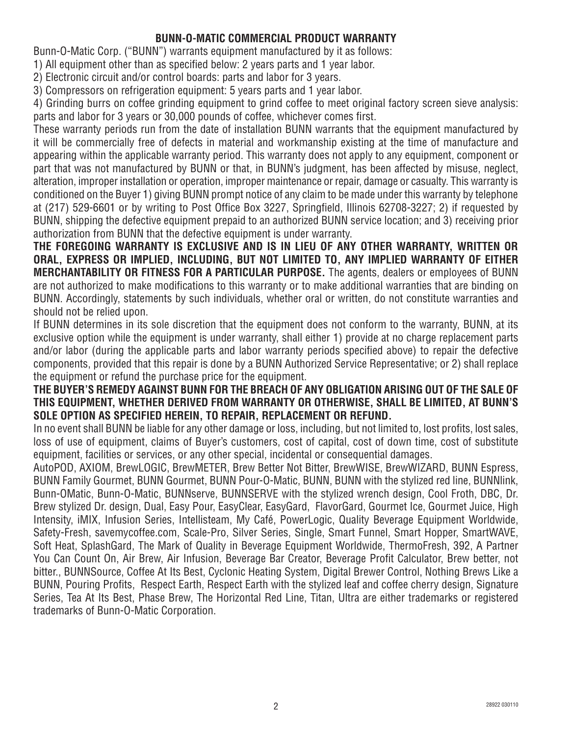## BUNN-O-MATIC COMMERCIAL PRODUCT WARRANTY

Bunn-O-Matic Corp. ("BUNN") warrants equipment manufactured by it as follows:

1) All equipment other than as specified below: 2 years parts and 1 year labor.

2) Electronic circuit and/or control boards: parts and labor for 3 years.

3) Compressors on refrigeration equipment: 5 years parts and 1 year labor.

4) Grinding burrs on coffee grinding equipment to grind coffee to meet original factory screen sieve analysis: parts and labor for 3 years or 30,000 pounds of coffee, whichever comes first.

These warranty periods run from the date of installation BUNN warrants that the equipment manufactured by it will be commercially free of defects in material and workmanship existing at the time of manufacture and appearing within the applicable warranty period. This warranty does not apply to any equipment, component or part that was not manufactured by BUNN or that, in BUNN's judgment, has been affected by misuse, neglect, alteration, improper installation or operation, improper maintenance or repair, damage or casualty. This warranty is conditioned on the Buyer 1) giving BUNN prompt notice of any claim to be made under this warranty by telephone at (217) 529-6601 or by writing to Post Office Box 3227, Springfield, Illinois 62708-3227; 2) if requested by BUNN, shipping the defective equipment prepaid to an authorized BUNN service location; and 3) receiving prior authorization from BUNN that the defective equipment is under warranty.

**THE FOREGOING WARRANTY IS EXCLUSIVE AND IS IN LIEU OF ANY OTHER WARRANTY, WRITTEN OR ORAL, EXPRESS OR IMPLIED, INCLUDING, BUT NOT LIMITED TO, ANY IMPLIED WARRANTY OF EITHER MERCHANTABILITY OR FITNESS FOR A PARTICULAR PURPOSE.** The agents, dealers or employees of BUNN are not authorized to make modifications to this warranty or to make additional warranties that are binding on BUNN. Accordingly, statements by such individuals, whether oral or written, do not constitute warranties and should not be relied upon.

If BUNN determines in its sole discretion that the equipment does not conform to the warranty, BUNN, at its exclusive option while the equipment is under warranty, shall either 1) provide at no charge replacement parts and/or labor (during the applicable parts and labor warranty periods specified above) to repair the defective components, provided that this repair is done by a BUNN Authorized Service Representative; or 2) shall replace the equipment or refund the purchase price for the equipment.

**THE BUYER'S REMEDY AGAINST BUNN FOR THE BREACH OF ANY OBLIGATION ARISING OUT OF THE SALE OF THIS EQUIPMENT, WHETHER DERIVED FROM WARRANTY OR OTHERWISE, SHALL BE LIMITED, AT BUNN'S SOLE OPTION AS SPECIFIED HEREIN, TO REPAIR, REPLACEMENT OR REFUND.**

In no event shall BUNN be liable for any other damage or loss, including, but not limited to, lost profits, lost sales, loss of use of equipment, claims of Buyer's customers, cost of capital, cost of down time, cost of substitute equipment, facilities or services, or any other special, incidental or consequential damages.

AutoPOD, AXIOM, BrewLOGIC, BrewMETER, Brew Better Not Bitter, BrewWISE, BrewWIZARD, BUNN Espress, BUNN Family Gourmet, BUNN Gourmet, BUNN Pour-O-Matic, BUNN, BUNN with the stylized red line, BUNNlink, Bunn-OMatic, Bunn-O-Matic, BUNNserve, BUNNSERVE with the stylized wrench design, Cool Froth, DBC, Dr. Brew stylized Dr. design, Dual, Easy Pour, EasyClear, EasyGard, FlavorGard, Gourmet Ice, Gourmet Juice, High Intensity, iMIX, Infusion Series, Intellisteam, My Café, PowerLogic, Quality Beverage Equipment Worldwide, Safety-Fresh, savemycoffee.com, Scale-Pro, Silver Series, Single, Smart Funnel, Smart Hopper, SmartWAVE, Soft Heat, SplashGard, The Mark of Quality in Beverage Equipment Worldwide, ThermoFresh, 392, A Partner You Can Count On, Air Brew, Air Infusion, Beverage Bar Creator, Beverage Profit Calculator, Brew better, not bitter., BUNNSource, Coffee At Its Best, Cyclonic Heating System, Digital Brewer Control, Nothing Brews Like a BUNN, Pouring Profits, Respect Earth, Respect Earth with the stylized leaf and coffee cherry design, Signature Series, Tea At Its Best, Phase Brew, The Horizontal Red Line, Titan, Ultra are either trademarks or registered trademarks of Bunn-O-Matic Corporation.

28922 030110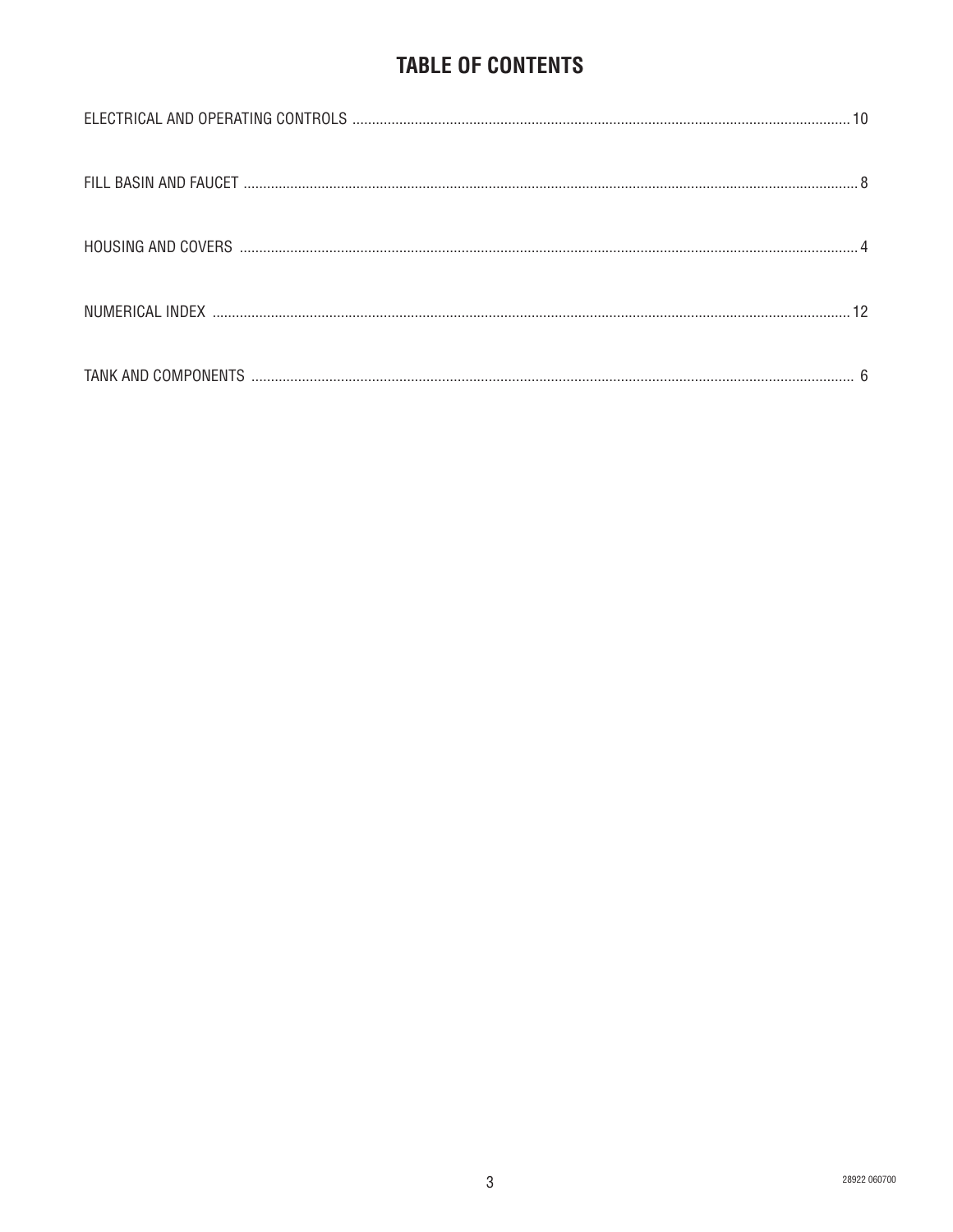# TABLE OF CONTENTS

ELECTRICAL AND OPERATING CONTROLS .......... 10

FILL BASIN AND FAUCET .......... 8

HOUSING AND COVERS .......... 4

NUMERICAL INDEX .......... 12

TANK AND COMPONENTS .......... 6

28922 060700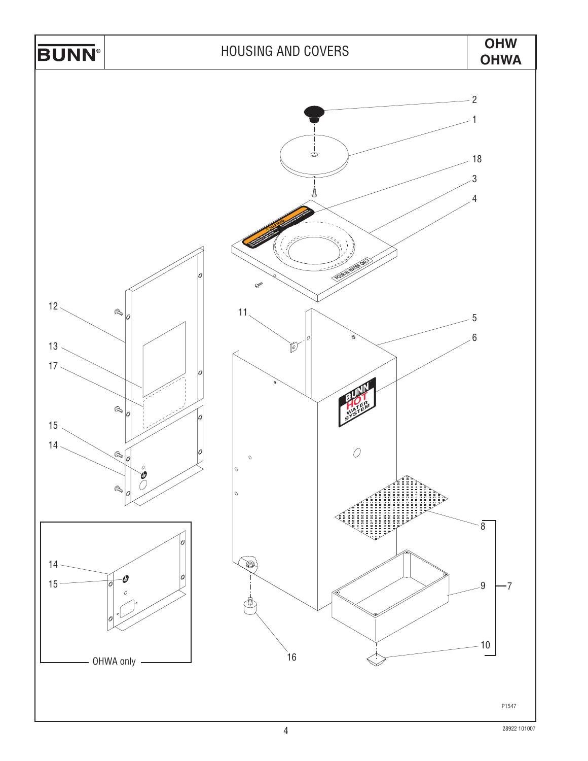# HOUSING AND COVERS

**OHW**
**OHWA**

2
1
18
3
4
12
11
5
6
13
17
15
14
8
9
7
10
16

OHWA only

P1547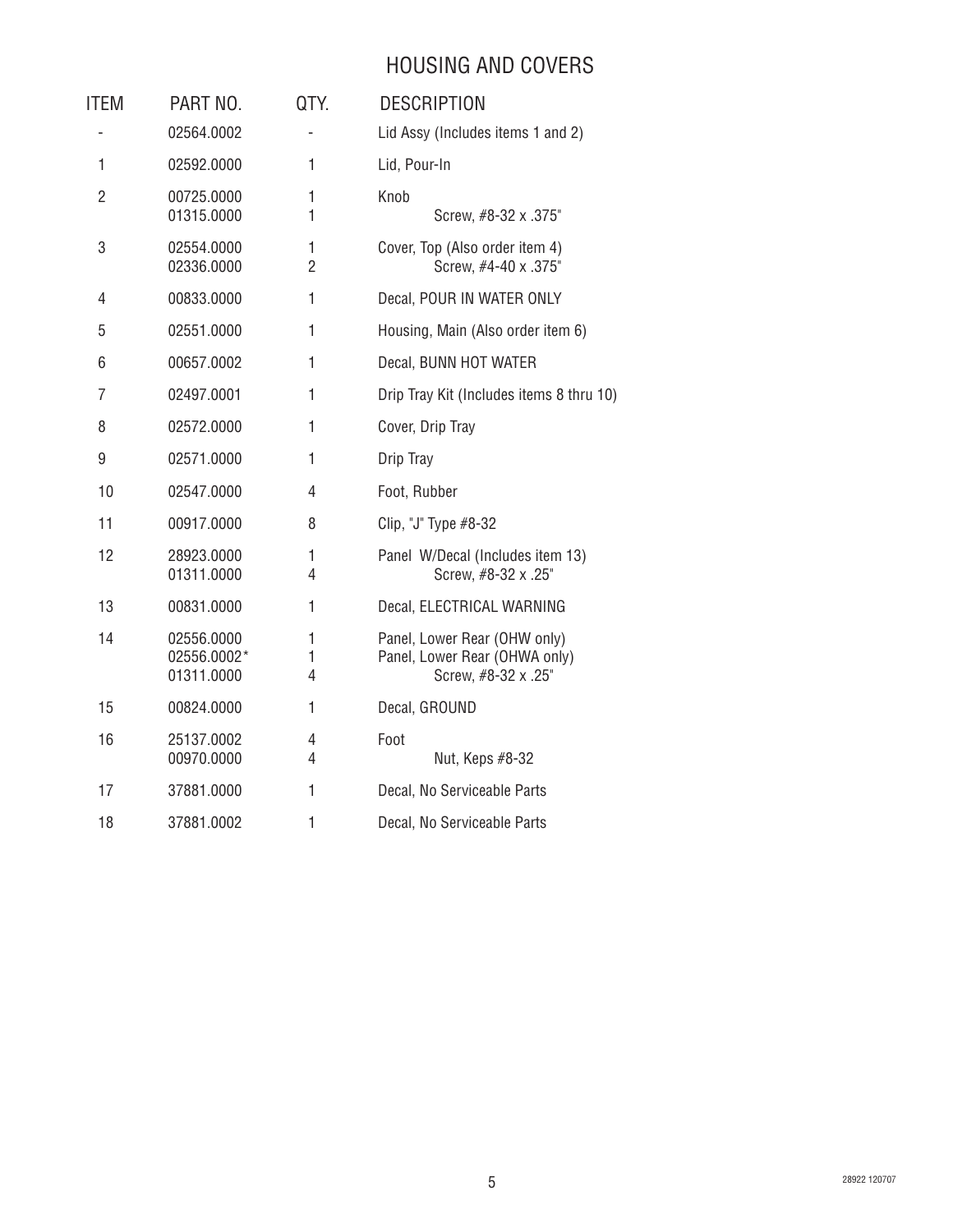# HOUSING AND COVERS

| ITEM | PART NO. | QTY. | DESCRIPTION |
|---|---|---|---|
| - | 02564.0002 | - | Lid Assy (Includes items 1 and 2) |
| 1 | 02592.0000 | 1 | Lid, Pour-In |
| 2 | 00725.0000 | 1 | Knob |
| | 01315.0000 | 1 | Screw, #8-32 x .375" |
| 3 | 02554.0000 | 1 | Cover, Top (Also order item 4) |
| | 02336.0000 | 2 | Screw, #4-40 x .375" |
| 4 | 00833.0000 | 1 | Decal, POUR IN WATER ONLY |
| 5 | 02551.0000 | 1 | Housing, Main (Also order item 6) |
| 6 | 00657.0002 | 1 | Decal, BUNN HOT WATER |
| 7 | 02497.0001 | 1 | Drip Tray Kit (Includes items 8 thru 10) |
| 8 | 02572.0000 | 1 | Cover, Drip Tray |
| 9 | 02571.0000 | 1 | Drip Tray |
| 10 | 02547.0000 | 4 | Foot, Rubber |
| 11 | 00917.0000 | 8 | Clip, "J" Type #8-32 |
| 12 | 28923.0000 | 1 | Panel W/Decal (Includes item 13) |
| | 01311.0000 | 4 | Screw, #8-32 x .25" |
| 13 | 00831.0000 | 1 | Decal, ELECTRICAL WARNING |
| 14 | 02556.0000 | 1 | Panel, Lower Rear (OHW only) |
| | 02556.0002* | 1 | Panel, Lower Rear (OHWA only) |
| | 01311.0000 | 4 | Screw, #8-32 x .25" |
| 15 | 00824.0000 | 1 | Decal, GROUND |
| 16 | 25137.0002 | 4 | Foot |
| | 00970.0000 | 4 | Nut, Keps #8-32 |
| 17 | 37881.0000 | 1 | Decal, No Serviceable Parts |
| 18 | 37881.0002 | 1 | Decal, No Serviceable Parts |

28922 120707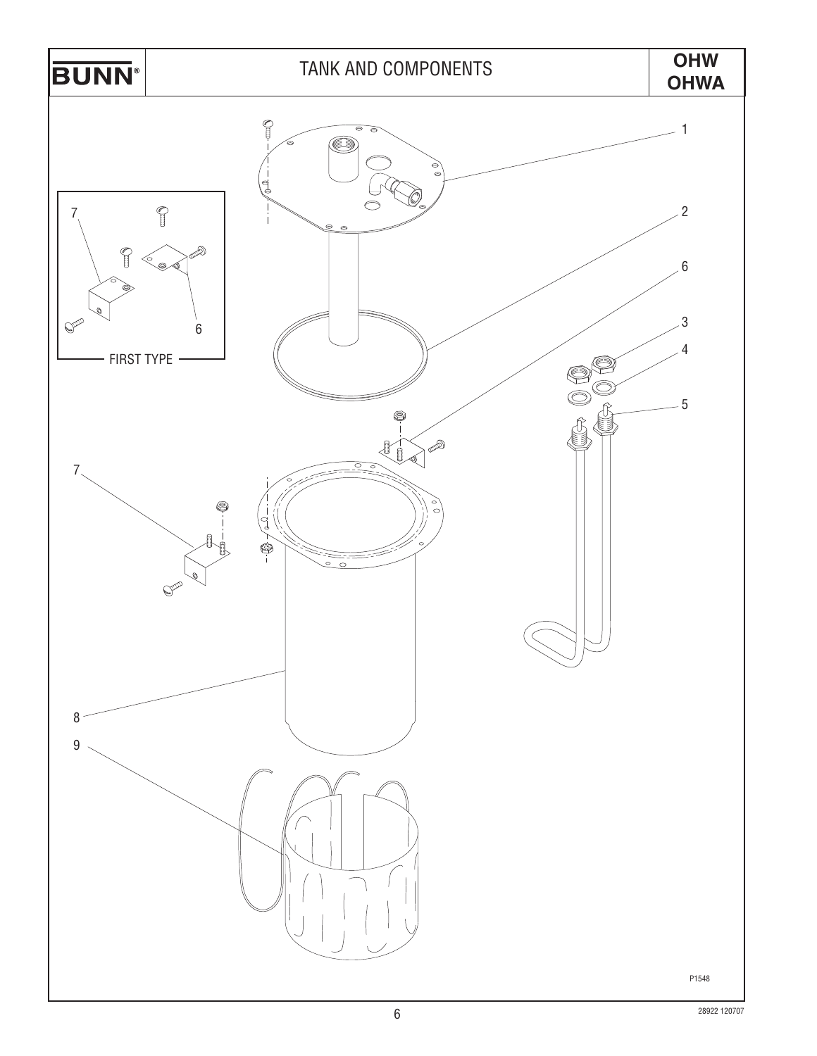# TANK AND COMPONENTS

**OHW**
**OHWA**

1

2

6

3

4

5

7

6

FIRST TYPE

7

8

9

P1548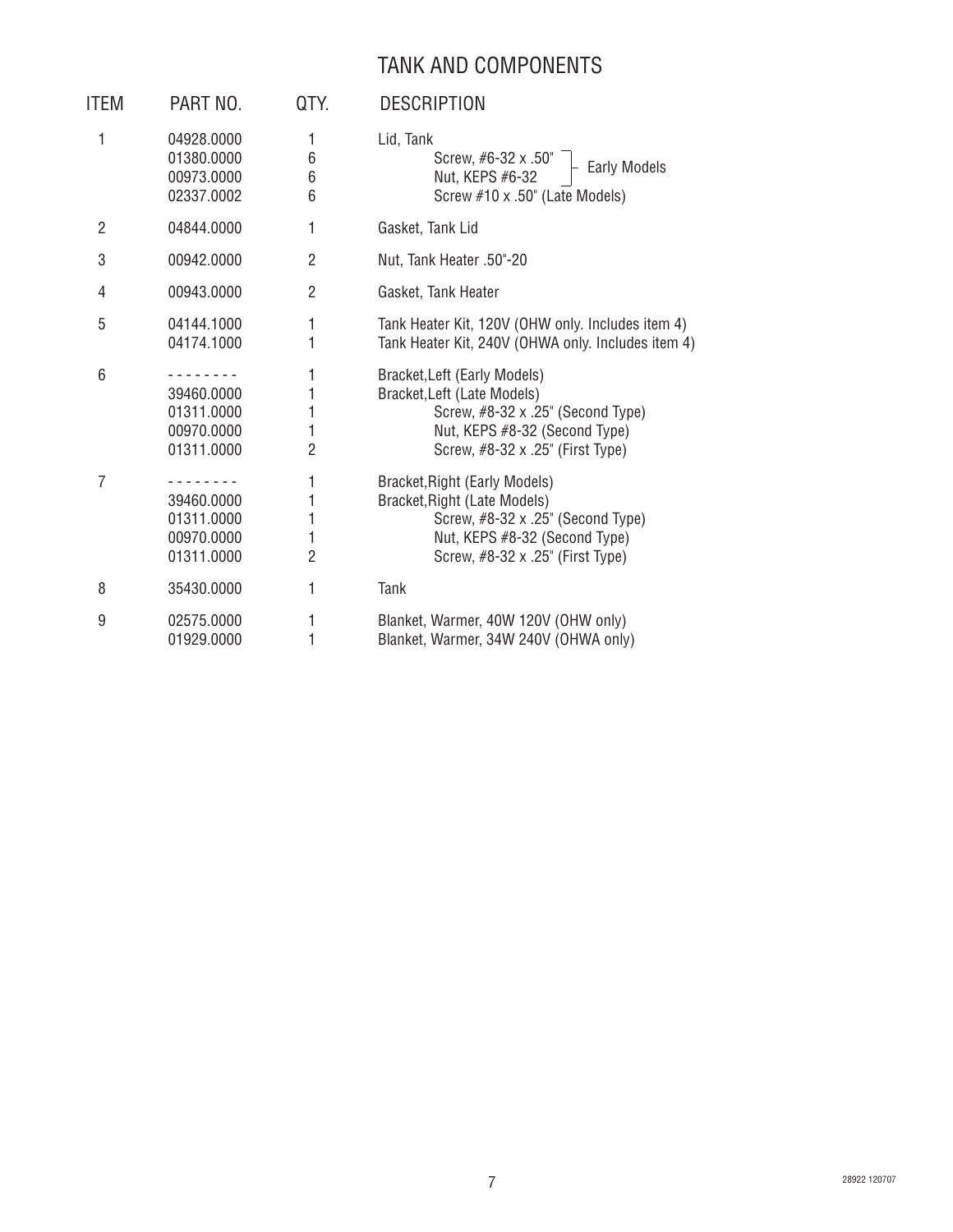# TANK AND COMPONENTS

| ITEM | PART NO. | QTY. | DESCRIPTION |
|---|---|---|---|
| 1 | 04928.0000 | 1 | Lid, Tank |
| | 01380.0000 | 6 | Screw, #6-32 x .50" (Early Models) |
| | 00973.0000 | 6 | Nut, KEPS #6-32 (Early Models) |
| | 02337.0002 | 6 | Screw #10 x .50" (Late Models) |
| 2 | 04844.0000 | 1 | Gasket, Tank Lid |
| 3 | 00942.0000 | 2 | Nut, Tank Heater .50"-20 |
| 4 | 00943.0000 | 2 | Gasket, Tank Heater |
| 5 | 04144.1000 | 1 | Tank Heater Kit, 120V (OHW only. Includes item 4) |
| | 04174.1000 | 1 | Tank Heater Kit, 240V (OHWA only. Includes item 4) |
| 6 | - - - - - - - - | 1 | Bracket,Left (Early Models) |
| | 39460.0000 | 1 | Bracket,Left (Late Models) |
| | 01311.0000 | 1 | Screw, #8-32 x .25" (Second Type) |
| | 00970.0000 | 1 | Nut, KEPS #8-32 (Second Type) |
| | 01311.0000 | 2 | Screw, #8-32 x .25" (First Type) |
| 7 | - - - - - - - - | 1 | Bracket,Right (Early Models) |
| | 39460.0000 | 1 | Bracket,Right (Late Models) |
| | 01311.0000 | 1 | Screw, #8-32 x .25" (Second Type) |
| | 00970.0000 | 1 | Nut, KEPS #8-32 (Second Type) |
| | 01311.0000 | 2 | Screw, #8-32 x .25" (First Type) |
| 8 | 35430.0000 | 1 | Tank |
| 9 | 02575.0000 | 1 | Blanket, Warmer, 40W 120V (OHW only) |
| | 01929.0000 | 1 | Blanket, Warmer, 34W 240V (OHWA only) |

28922 120707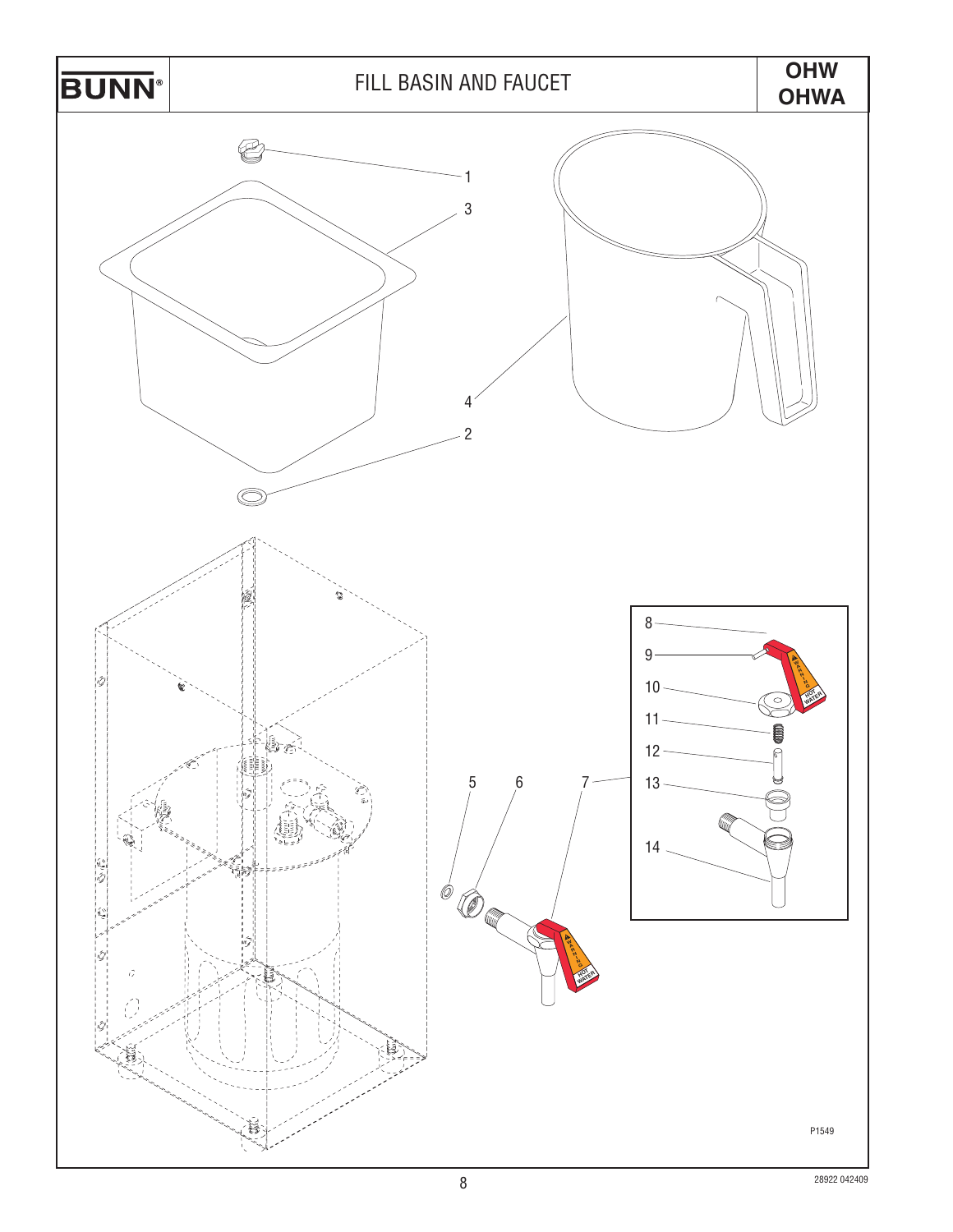# FILL BASIN AND FAUCET

**OHW**
**OHWA**

1
3
4
2
5
6
7
8
9
10
11
12
13
14

P1549

28922 042409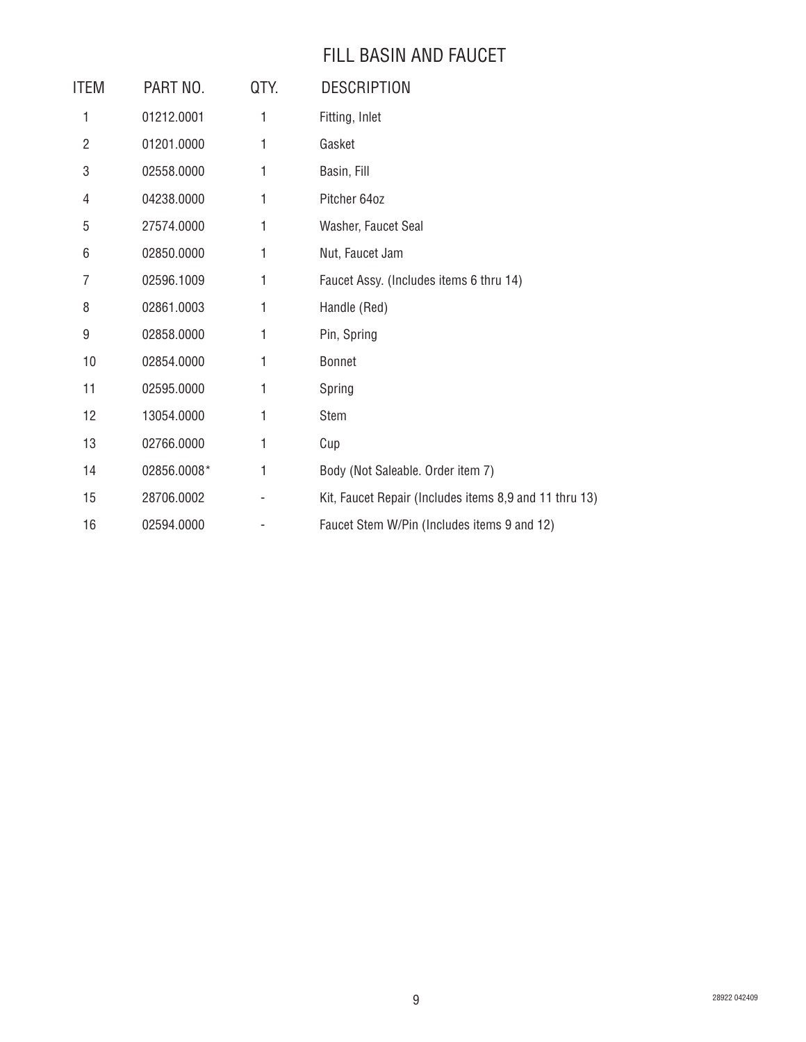## FILL BASIN AND FAUCET

| ITEM | PART NO. | QTY. | DESCRIPTION |
|---|---|---|---|
| 1 | 01212.0001 | 1 | Fitting, Inlet |
| 2 | 01201.0000 | 1 | Gasket |
| 3 | 02558.0000 | 1 | Basin, Fill |
| 4 | 04238.0000 | 1 | Pitcher 64oz |
| 5 | 27574.0000 | 1 | Washer, Faucet Seal |
| 6 | 02850.0000 | 1 | Nut, Faucet Jam |
| 7 | 02596.1009 | 1 | Faucet Assy. (Includes items 6 thru 14) |
| 8 | 02861.0003 | 1 | Handle (Red) |
| 9 | 02858.0000 | 1 | Pin, Spring |
| 10 | 02854.0000 | 1 | Bonnet |
| 11 | 02595.0000 | 1 | Spring |
| 12 | 13054.0000 | 1 | Stem |
| 13 | 02766.0000 | 1 | Cup |
| 14 | 02856.0008* | 1 | Body (Not Saleable. Order item 7) |
| 15 | 28706.0002 | - | Kit, Faucet Repair (Includes items 8,9 and 11 thru 13) |
| 16 | 02594.0000 | - | Faucet Stem W/Pin (Includes items 9 and 12) |

28922 042409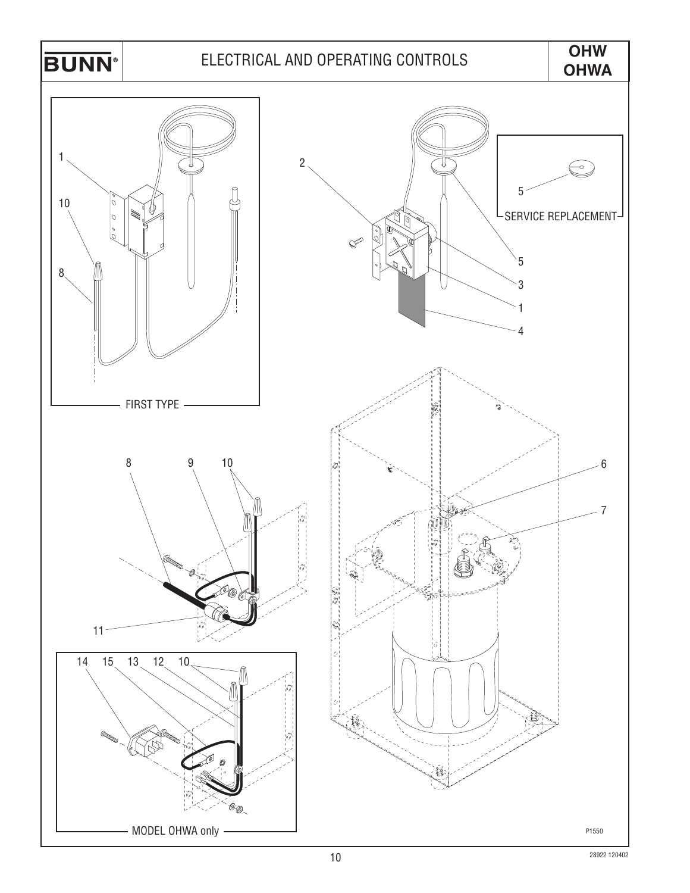# ELECTRICAL AND OPERATING CONTROLS

OHW
OHWA

1
10
8
FIRST TYPE

2
5
SERVICE REPLACEMENT
5
3
1
4

8
9
10
11

6
7

14
15
13
12
10
MODEL OHWA only

P1550

28922 120402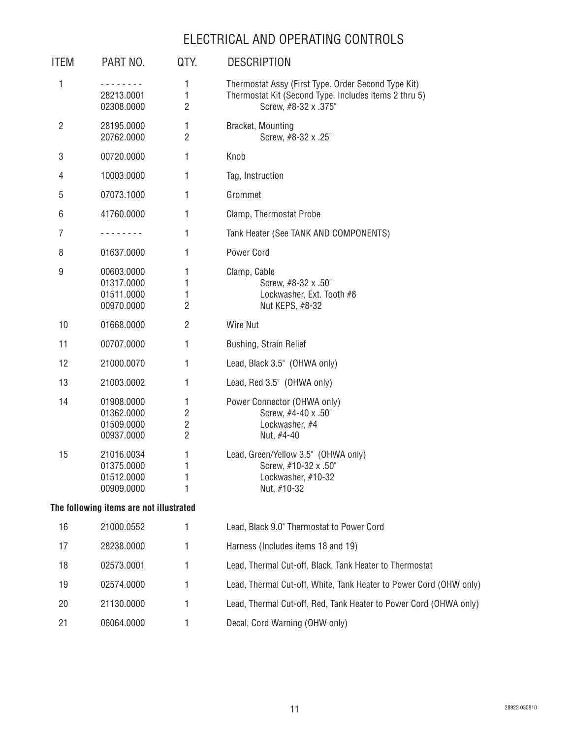# ELECTRICAL AND OPERATING CONTROLS

| ITEM | PART NO. | QTY. | DESCRIPTION |
|---|---|---|---|
| 1 | - - - - - - - - | 1 | Thermostat Assy (First Type. Order Second Type Kit) |
| | 28213.0001 | 1 | Thermostat Kit (Second Type. Includes items 2 thru 5) |
| | 02308.0000 | 2 | Screw, #8-32 x .375" |
| 2 | 28195.0000 | 1 | Bracket, Mounting |
| | 20762.0000 | 2 | Screw, #8-32 x .25" |
| 3 | 00720.0000 | 1 | Knob |
| 4 | 10003.0000 | 1 | Tag, Instruction |
| 5 | 07073.1000 | 1 | Grommet |
| 6 | 41760.0000 | 1 | Clamp, Thermostat Probe |
| 7 | - - - - - - - - | 1 | Tank Heater (See TANK AND COMPONENTS) |
| 8 | 01637.0000 | 1 | Power Cord |
| 9 | 00603.0000 | 1 | Clamp, Cable |
| | 01317.0000 | 1 | Screw, #8-32 x .50" |
| | 01511.0000 | 1 | Lockwasher, Ext. Tooth #8 |
| | 00970.0000 | 2 | Nut KEPS, #8-32 |
| 10 | 01668.0000 | 2 | Wire Nut |
| 11 | 00707.0000 | 1 | Bushing, Strain Relief |
| 12 | 21000.0070 | 1 | Lead, Black 3.5" (OHWA only) |
| 13 | 21003.0002 | 1 | Lead, Red 3.5" (OHWA only) |
| 14 | 01908.0000 | 1 | Power Connector (OHWA only) |
| | 01362.0000 | 2 | Screw, #4-40 x .50" |
| | 01509.0000 | 2 | Lockwasher, #4 |
| | 00937.0000 | 2 | Nut, #4-40 |
| 15 | 21016.0034 | 1 | Lead, Green/Yellow 3.5" (OHWA only) |
| | 01375.0000 | 1 | Screw, #10-32 x .50" |
| | 01512.0000 | 1 | Lockwasher, #10-32 |
| | 00909.0000 | 1 | Nut, #10-32 |

**The following items are not illustrated**

| ITEM | PART NO. | QTY. | DESCRIPTION |
|---|---|---|---|
| 16 | 21000.0552 | 1 | Lead, Black 9.0" Thermostat to Power Cord |
| 17 | 28238.0000 | 1 | Harness (Includes items 18 and 19) |
| 18 | 02573.0001 | 1 | Lead, Thermal Cut-off, Black, Tank Heater to Thermostat |
| 19 | 02574.0000 | 1 | Lead, Thermal Cut-off, White, Tank Heater to Power Cord (OHW only) |
| 20 | 21130.0000 | 1 | Lead, Thermal Cut-off, Red, Tank Heater to Power Cord (OHWA only) |
| 21 | 06064.0000 | 1 | Decal, Cord Warning (OHW only) |

28922 030810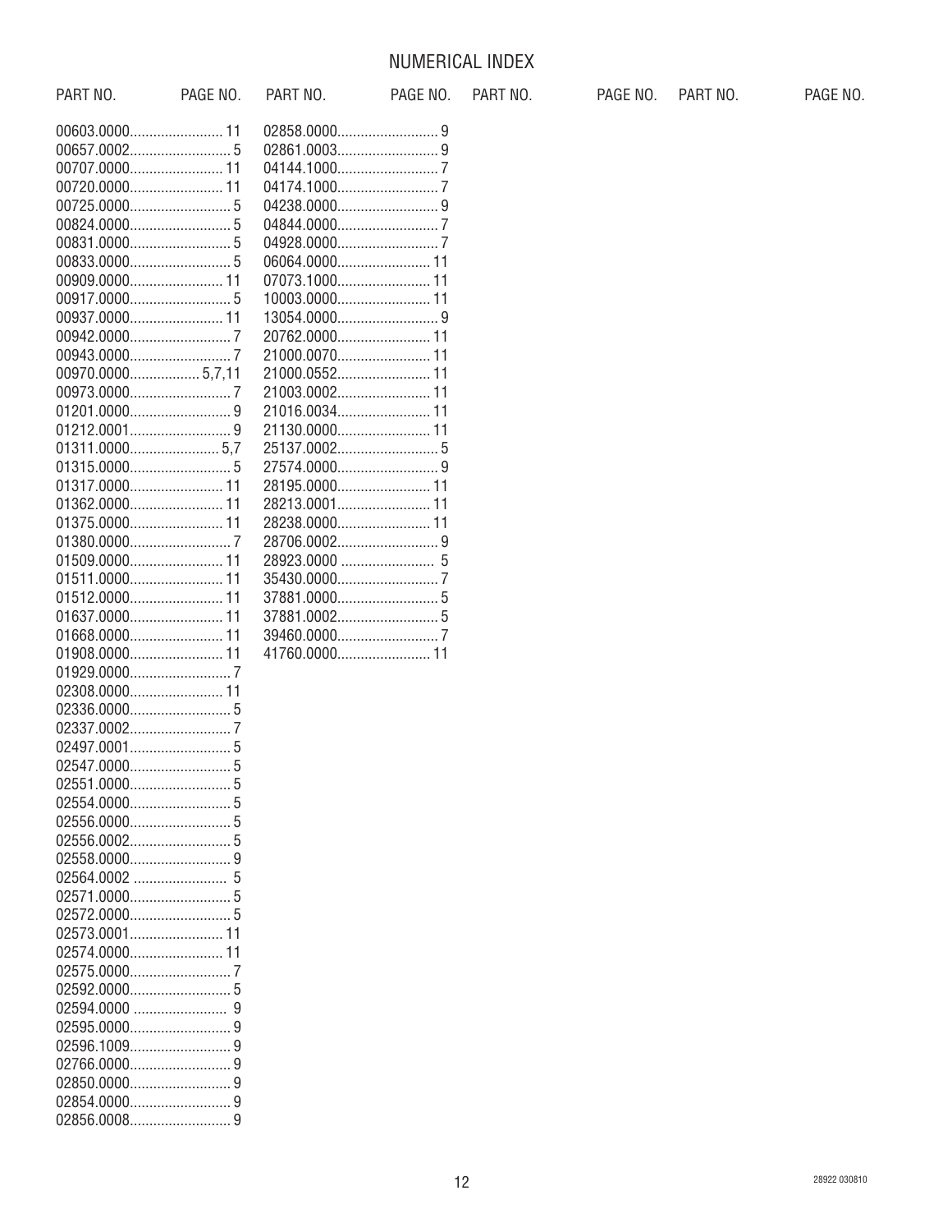# NUMERICAL INDEX

| PART NO. | PAGE NO. | PART NO. | PAGE NO. | PART NO. | PAGE NO. | PART NO. | PAGE NO. |
|---|---|---|---|---|---|---|---|
| 00603.0000 | 11 | 02858.0000 | 9 | | | | |
| 00657.0002 | 5 | 02861.0003 | 9 | | | | |
| 00707.0000 | 11 | 04144.1000 | 7 | | | | |
| 00720.0000 | 11 | 04174.1000 | 7 | | | | |
| 00725.0000 | 5 | 04238.0000 | 9 | | | | |
| 00824.0000 | 5 | 04844.0000 | 7 | | | | |
| 00831.0000 | 5 | 04928.0000 | 7 | | | | |
| 00833.0000 | 5 | 06064.0000 | 11 | | | | |
| 00909.0000 | 11 | 07073.1000 | 11 | | | | |
| 00917.0000 | 5 | 10003.0000 | 11 | | | | |
| 00937.0000 | 11 | 13054.0000 | 9 | | | | |
| 00942.0000 | 7 | 20762.0000 | 11 | | | | |
| 00943.0000 | 7 | 21000.0070 | 11 | | | | |
| 00970.0000 | 5,7,11 | 21000.0552 | 11 | | | | |
| 00973.0000 | 7 | 21003.0002 | 11 | | | | |
| 01201.0000 | 9 | 21016.0034 | 11 | | | | |
| 01212.0001 | 9 | 21130.0000 | 11 | | | | |
| 01311.0000 | 5,7 | 25137.0002 | 5 | | | | |
| 01315.0000 | 5 | 27574.0000 | 9 | | | | |
| 01317.0000 | 11 | 28195.0000 | 11 | | | | |
| 01362.0000 | 11 | 28213.0001 | 11 | | | | |
| 01375.0000 | 11 | 28238.0000 | 11 | | | | |
| 01380.0000 | 7 | 28706.0002 | 9 | | | | |
| 01509.0000 | 11 | 28923.0000 | 5 | | | | |
| 01511.0000 | 11 | 35430.0000 | 7 | | | | |
| 01512.0000 | 11 | 37881.0000 | 5 | | | | |
| 01637.0000 | 11 | 37881.0002 | 5 | | | | |
| 01668.0000 | 11 | 39460.0000 | 7 | | | | |
| 01908.0000 | 11 | 41760.0000 | 11 | | | | |
| 01929.0000 | 7 | | | | | | |
| 02308.0000 | 11 | | | | | | |
| 02336.0000 | 5 | | | | | | |
| 02337.0002 | 7 | | | | | | |
| 02497.0001 | 5 | | | | | | |
| 02547.0000 | 5 | | | | | | |
| 02551.0000 | 5 | | | | | | |
| 02554.0000 | 5 | | | | | | |
| 02556.0000 | 5 | | | | | | |
| 02556.0002 | 5 | | | | | | |
| 02558.0000 | 9 | | | | | | |
| 02564.0002 | 5 | | | | | | |
| 02571.0000 | 5 | | | | | | |
| 02572.0000 | 5 | | | | | | |
| 02573.0001 | 11 | | | | | | |
| 02574.0000 | 11 | | | | | | |
| 02575.0000 | 7 | | | | | | |
| 02592.0000 | 5 | | | | | | |
| 02594.0000 | 9 | | | | | | |
| 02595.0000 | 9 | | | | | | |
| 02596.1009 | 9 | | | | | | |
| 02766.0000 | 9 | | | | | | |
| 02850.0000 | 9 | | | | | | |
| 02854.0000 | 9 | | | | | | |
| 02856.0008 | 9 | | | | | | |

28922 030810